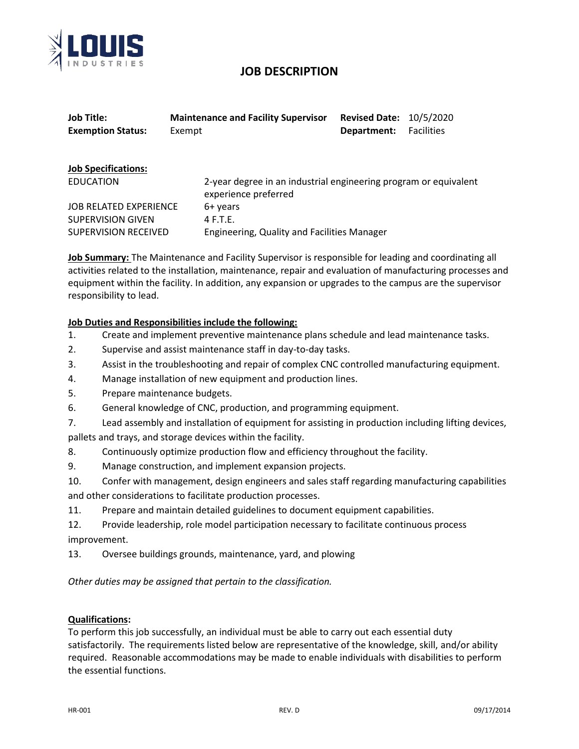# JOB DESCRIPTION

| | | | |
|---|---|---|---|
| **Job Title:** | **Maintenance and Facility Supervisor** | **Revised Date:** | 10/5/2020 |
| **Exemption Status:** | Exempt | **Department:** | Facilities |

**Job Specifications:**

| | |
|---|---|
| EDUCATION | 2-year degree in an industrial engineering program or equivalent experience preferred |
| JOB RELATED EXPERIENCE | 6+ years |
| SUPERVISION GIVEN | 4 F.T.E. |
| SUPERVISION RECEIVED | Engineering, Quality and Facilities Manager |

**Job Summary:** The Maintenance and Facility Supervisor is responsible for leading and coordinating all activities related to the installation, maintenance, repair and evaluation of manufacturing processes and equipment within the facility. In addition, any expansion or upgrades to the campus are the supervisor responsibility to lead.

**Job Duties and Responsibilities include the following:**

1. Create and implement preventive maintenance plans schedule and lead maintenance tasks.
2. Supervise and assist maintenance staff in day-to-day tasks.
3. Assist in the troubleshooting and repair of complex CNC controlled manufacturing equipment.
4. Manage installation of new equipment and production lines.
5. Prepare maintenance budgets.
6. General knowledge of CNC, production, and programming equipment.
7. Lead assembly and installation of equipment for assisting in production including lifting devices, pallets and trays, and storage devices within the facility.
8. Continuously optimize production flow and efficiency throughout the facility.
9. Manage construction, and implement expansion projects.
10. Confer with management, design engineers and sales staff regarding manufacturing capabilities and other considerations to facilitate production processes.
11. Prepare and maintain detailed guidelines to document equipment capabilities.
12. Provide leadership, role model participation necessary to facilitate continuous process improvement.
13. Oversee buildings grounds, maintenance, yard, and plowing

*Other duties may be assigned that pertain to the classification.*

**Qualifications:**

To perform this job successfully, an individual must be able to carry out each essential duty satisfactorily. The requirements listed below are representative of the knowledge, skill, and/or ability required. Reasonable accommodations may be made to enable individuals with disabilities to perform the essential functions.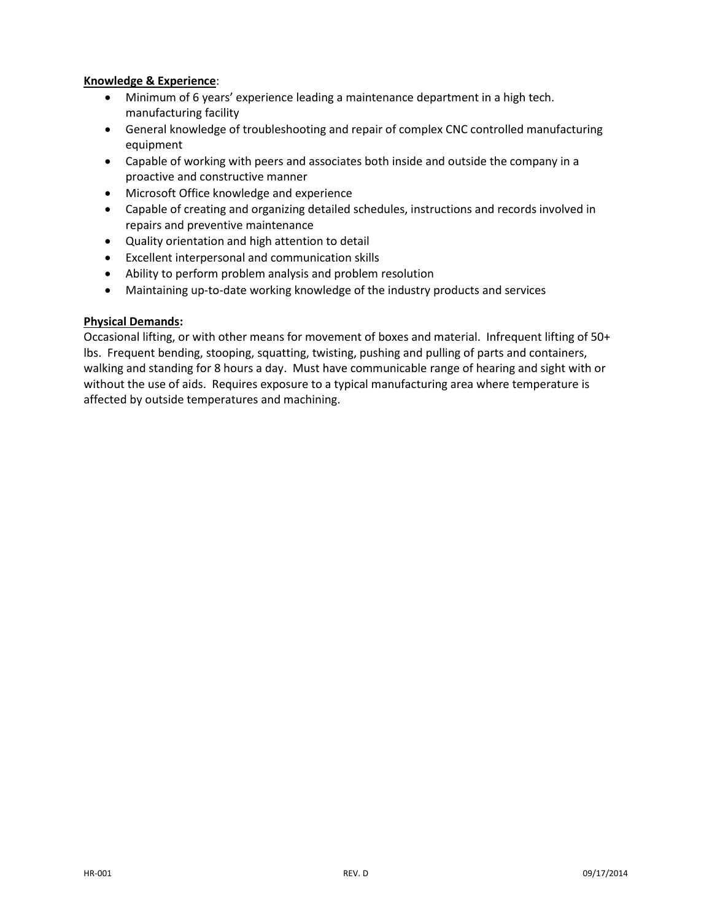**Knowledge & Experience**:

- Minimum of 6 years' experience leading a maintenance department in a high tech. manufacturing facility
- General knowledge of troubleshooting and repair of complex CNC controlled manufacturing equipment
- Capable of working with peers and associates both inside and outside the company in a proactive and constructive manner
- Microsoft Office knowledge and experience
- Capable of creating and organizing detailed schedules, instructions and records involved in repairs and preventive maintenance
- Quality orientation and high attention to detail
- Excellent interpersonal and communication skills
- Ability to perform problem analysis and problem resolution
- Maintaining up-to-date working knowledge of the industry products and services

**Physical Demands:**

Occasional lifting, or with other means for movement of boxes and material. Infrequent lifting of 50+ lbs. Frequent bending, stooping, squatting, twisting, pushing and pulling of parts and containers, walking and standing for 8 hours a day. Must have communicable range of hearing and sight with or without the use of aids. Requires exposure to a typical manufacturing area where temperature is affected by outside temperatures and machining.